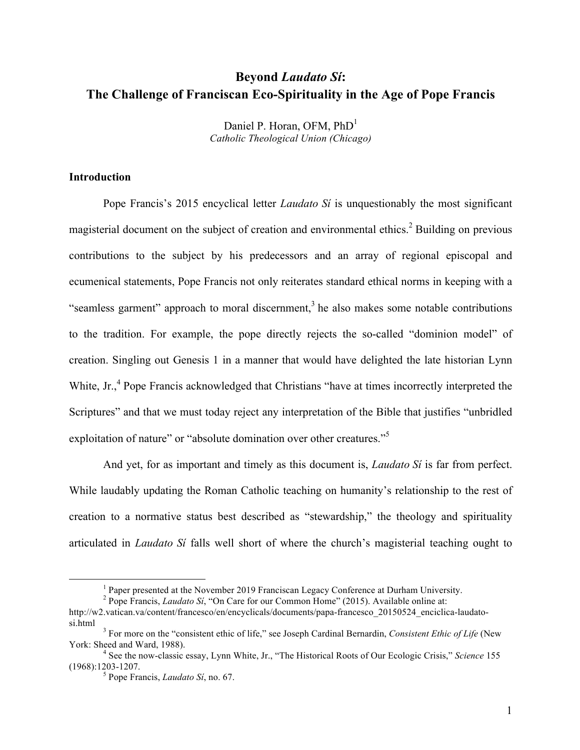# Beyond *Laudato Sí*: The Challenge of Franciscan Eco-Spirituality in the Age of Pope Francis

Daniel P. Horan, OFM, PhD[1]
*Catholic Theological Union (Chicago)*

## Introduction

Pope Francis's 2015 encyclical letter *Laudato Sí* is unquestionably the most significant magisterial document on the subject of creation and environmental ethics.[2] Building on previous contributions to the subject by his predecessors and an array of regional episcopal and ecumenical statements, Pope Francis not only reiterates standard ethical norms in keeping with a "seamless garment" approach to moral discernment,[3] he also makes some notable contributions to the tradition. For example, the pope directly rejects the so-called "dominion model" of creation. Singling out Genesis 1 in a manner that would have delighted the late historian Lynn White, Jr.,[4] Pope Francis acknowledged that Christians "have at times incorrectly interpreted the Scriptures" and that we must today reject any interpretation of the Bible that justifies "unbridled exploitation of nature" or "absolute domination over other creatures."[5]

And yet, for as important and timely as this document is, *Laudato Sí* is far from perfect. While laudably updating the Roman Catholic teaching on humanity's relationship to the rest of creation to a normative status best described as "stewardship," the theology and spirituality articulated in *Laudato Sí* falls well short of where the church's magisterial teaching ought to

---

[1] Paper presented at the November 2019 Franciscan Legacy Conference at Durham University.

[2] Pope Francis, *Laudato Si*, "On Care for our Common Home" (2015). Available online at: http://w2.vatican.va/content/francesco/en/encyclicals/documents/papa-francesco_20150524_enciclica-laudato-si.html

[3] For more on the "consistent ethic of life," see Joseph Cardinal Bernardin, *Consistent Ethic of Life* (New York: Sheed and Ward, 1988).

[4] See the now-classic essay, Lynn White, Jr., "The Historical Roots of Our Ecologic Crisis," *Science* 155 (1968):1203-1207.

[5] Pope Francis, *Laudato Si*, no. 67.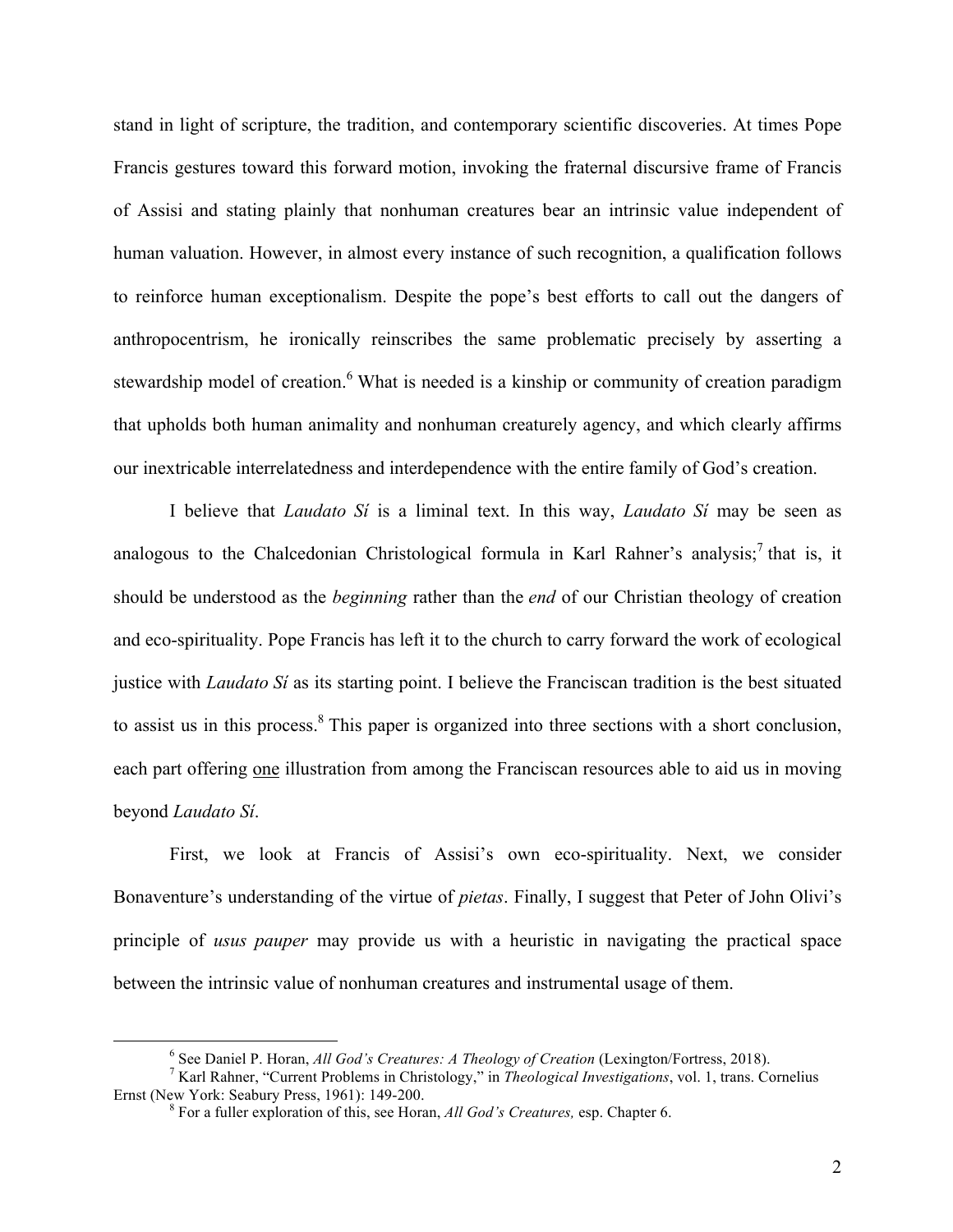stand in light of scripture, the tradition, and contemporary scientific discoveries. At times Pope Francis gestures toward this forward motion, invoking the fraternal discursive frame of Francis of Assisi and stating plainly that nonhuman creatures bear an intrinsic value independent of human valuation. However, in almost every instance of such recognition, a qualification follows to reinforce human exceptionalism. Despite the pope's best efforts to call out the dangers of anthropocentrism, he ironically reinscribes the same problematic precisely by asserting a stewardship model of creation.[6] What is needed is a kinship or community of creation paradigm that upholds both human animality and nonhuman creaturely agency, and which clearly affirms our inextricable interrelatedness and interdependence with the entire family of God's creation.

I believe that *Laudato Sí* is a liminal text. In this way, *Laudato Sí* may be seen as analogous to the Chalcedonian Christological formula in Karl Rahner's analysis;[7] that is, it should be understood as the *beginning* rather than the *end* of our Christian theology of creation and eco-spirituality. Pope Francis has left it to the church to carry forward the work of ecological justice with *Laudato Sí* as its starting point. I believe the Franciscan tradition is the best situated to assist us in this process.[8] This paper is organized into three sections with a short conclusion, each part offering <u>one</u> illustration from among the Franciscan resources able to aid us in moving beyond *Laudato Sí*.

First, we look at Francis of Assisi's own eco-spirituality. Next, we consider Bonaventure's understanding of the virtue of *pietas*. Finally, I suggest that Peter of John Olivi's principle of *usus pauper* may provide us with a heuristic in navigating the practical space between the intrinsic value of nonhuman creatures and instrumental usage of them.

---

[6] See Daniel P. Horan, *All God's Creatures: A Theology of Creation* (Lexington/Fortress, 2018).

[7] Karl Rahner, "Current Problems in Christology," in *Theological Investigations*, vol. 1, trans. Cornelius Ernst (New York: Seabury Press, 1961): 149-200.

[8] For a fuller exploration of this, see Horan, *All God's Creatures,* esp. Chapter 6.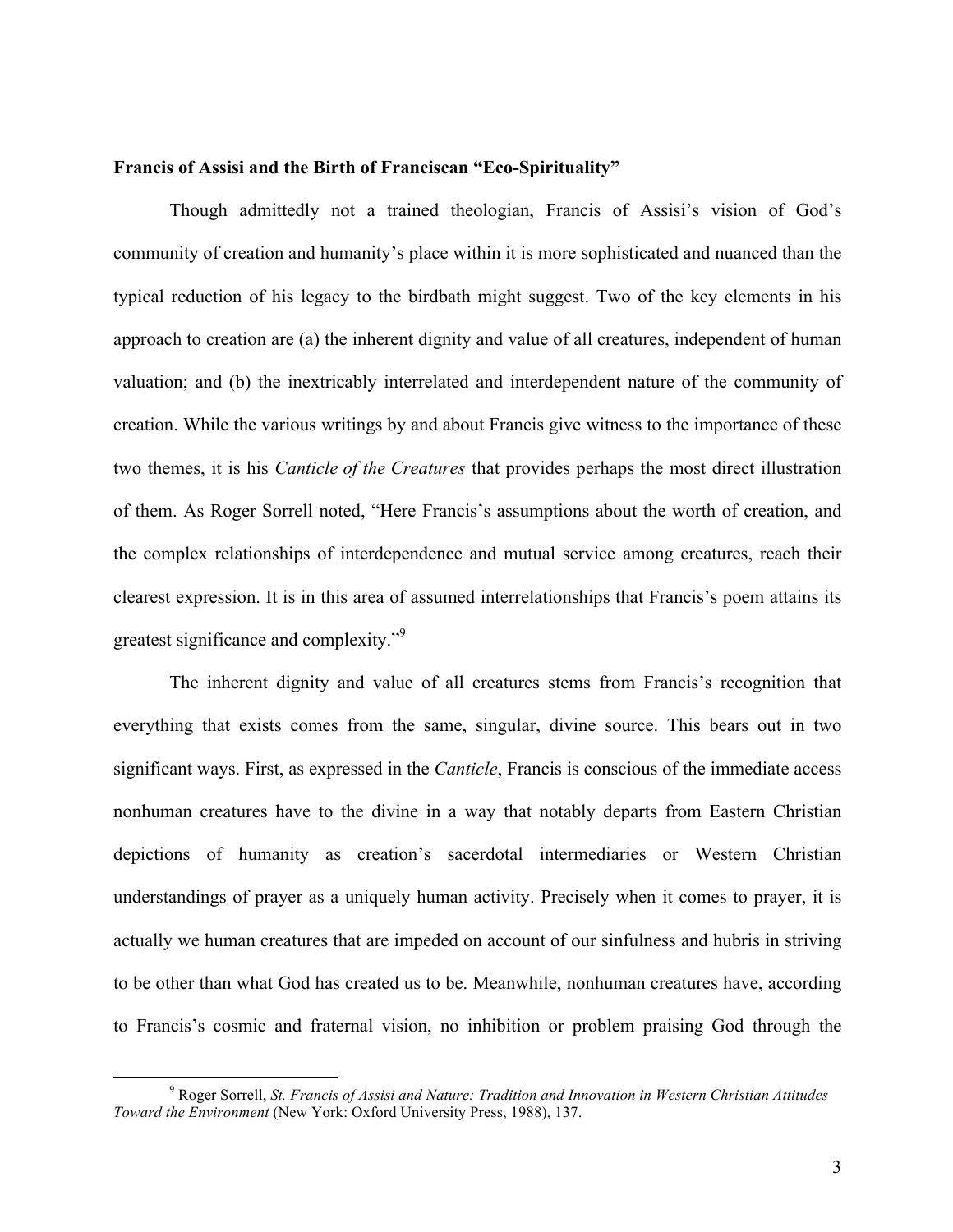**Francis of Assisi and the Birth of Franciscan "Eco-Spirituality"**

Though admittedly not a trained theologian, Francis of Assisi's vision of God's community of creation and humanity's place within it is more sophisticated and nuanced than the typical reduction of his legacy to the birdbath might suggest. Two of the key elements in his approach to creation are (a) the inherent dignity and value of all creatures, independent of human valuation; and (b) the inextricably interrelated and interdependent nature of the community of creation. While the various writings by and about Francis give witness to the importance of these two themes, it is his *Canticle of the Creatures* that provides perhaps the most direct illustration of them. As Roger Sorrell noted, "Here Francis's assumptions about the worth of creation, and the complex relationships of interdependence and mutual service among creatures, reach their clearest expression. It is in this area of assumed interrelationships that Francis's poem attains its greatest significance and complexity."[9]

The inherent dignity and value of all creatures stems from Francis's recognition that everything that exists comes from the same, singular, divine source. This bears out in two significant ways. First, as expressed in the *Canticle*, Francis is conscious of the immediate access nonhuman creatures have to the divine in a way that notably departs from Eastern Christian depictions of humanity as creation's sacerdotal intermediaries or Western Christian understandings of prayer as a uniquely human activity. Precisely when it comes to prayer, it is actually we human creatures that are impeded on account of our sinfulness and hubris in striving to be other than what God has created us to be. Meanwhile, nonhuman creatures have, according to Francis's cosmic and fraternal vision, no inhibition or problem praising God through the

[9] Roger Sorrell, *St. Francis of Assisi and Nature: Tradition and Innovation in Western Christian Attitudes Toward the Environment* (New York: Oxford University Press, 1988), 137.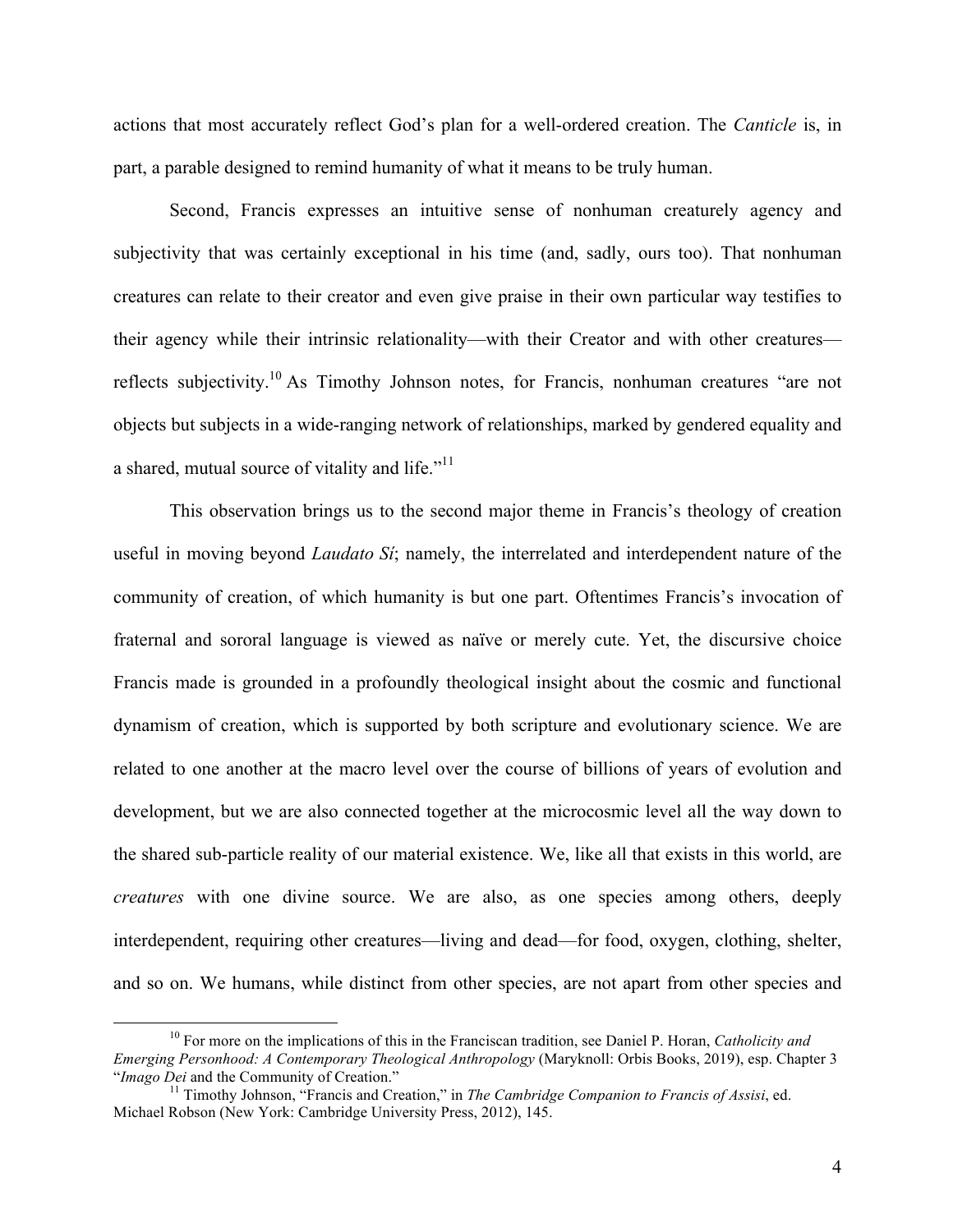actions that most accurately reflect God's plan for a well-ordered creation. The *Canticle* is, in part, a parable designed to remind humanity of what it means to be truly human.

Second, Francis expresses an intuitive sense of nonhuman creaturely agency and subjectivity that was certainly exceptional in his time (and, sadly, ours too). That nonhuman creatures can relate to their creator and even give praise in their own particular way testifies to their agency while their intrinsic relationality—with their Creator and with other creatures—reflects subjectivity.[10] As Timothy Johnson notes, for Francis, nonhuman creatures "are not objects but subjects in a wide-ranging network of relationships, marked by gendered equality and a shared, mutual source of vitality and life."[11]

This observation brings us to the second major theme in Francis's theology of creation useful in moving beyond *Laudato Sí*; namely, the interrelated and interdependent nature of the community of creation, of which humanity is but one part. Oftentimes Francis's invocation of fraternal and sororal language is viewed as naïve or merely cute. Yet, the discursive choice Francis made is grounded in a profoundly theological insight about the cosmic and functional dynamism of creation, which is supported by both scripture and evolutionary science. We are related to one another at the macro level over the course of billions of years of evolution and development, but we are also connected together at the microcosmic level all the way down to the shared sub-particle reality of our material existence. We, like all that exists in this world, are *creatures* with one divine source. We are also, as one species among others, deeply interdependent, requiring other creatures—living and dead—for food, oxygen, clothing, shelter, and so on. We humans, while distinct from other species, are not apart from other species and

---

[10] For more on the implications of this in the Franciscan tradition, see Daniel P. Horan, *Catholicity and Emerging Personhood: A Contemporary Theological Anthropology* (Maryknoll: Orbis Books, 2019), esp. Chapter 3 "*Imago Dei* and the Community of Creation."

[11] Timothy Johnson, "Francis and Creation," in *The Cambridge Companion to Francis of Assisi*, ed. Michael Robson (New York: Cambridge University Press, 2012), 145.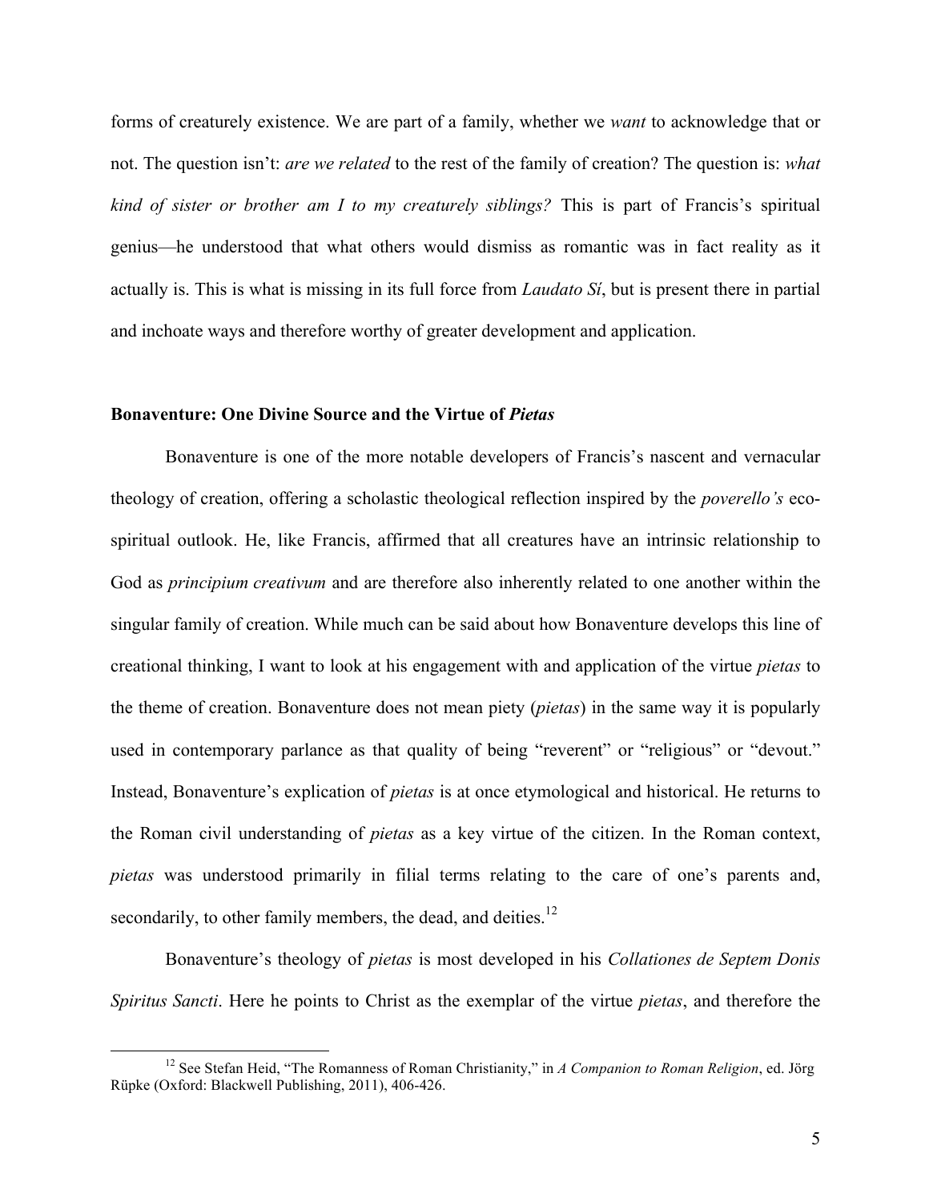forms of creaturely existence. We are part of a family, whether we *want* to acknowledge that or not. The question isn't: *are we related* to the rest of the family of creation? The question is: *what kind of sister or brother am I to my creaturely siblings?* This is part of Francis's spiritual genius—he understood that what others would dismiss as romantic was in fact reality as it actually is. This is what is missing in its full force from *Laudato Sí*, but is present there in partial and inchoate ways and therefore worthy of greater development and application.

## Bonaventure: One Divine Source and the Virtue of *Pietas*

Bonaventure is one of the more notable developers of Francis's nascent and vernacular theology of creation, offering a scholastic theological reflection inspired by the *poverello's* eco-spiritual outlook. He, like Francis, affirmed that all creatures have an intrinsic relationship to God as *principium creativum* and are therefore also inherently related to one another within the singular family of creation. While much can be said about how Bonaventure develops this line of creational thinking, I want to look at his engagement with and application of the virtue *pietas* to the theme of creation. Bonaventure does not mean piety (*pietas*) in the same way it is popularly used in contemporary parlance as that quality of being "reverent" or "religious" or "devout." Instead, Bonaventure's explication of *pietas* is at once etymological and historical. He returns to the Roman civil understanding of *pietas* as a key virtue of the citizen. In the Roman context, *pietas* was understood primarily in filial terms relating to the care of one's parents and, secondarily, to other family members, the dead, and deities.[12]

Bonaventure's theology of *pietas* is most developed in his *Collationes de Septem Donis Spiritus Sancti*. Here he points to Christ as the exemplar of the virtue *pietas*, and therefore the

[12] See Stefan Heid, "The Romanness of Roman Christianity," in *A Companion to Roman Religion*, ed. Jörg Rüpke (Oxford: Blackwell Publishing, 2011), 406-426.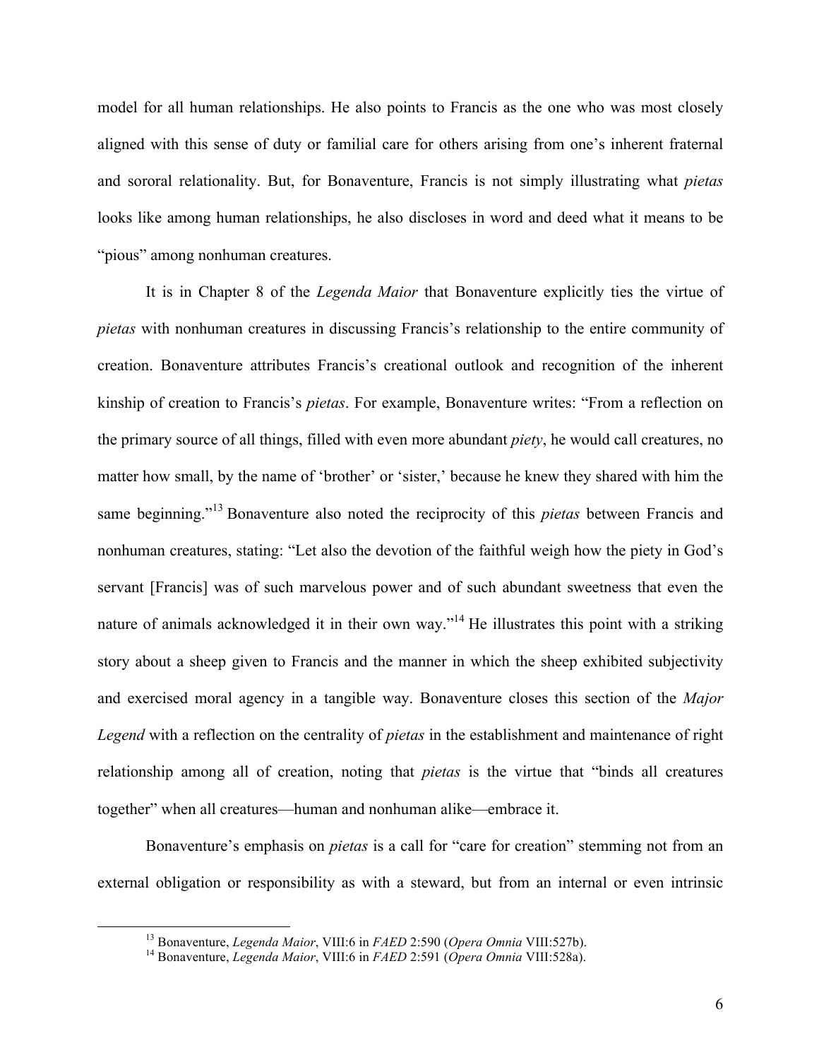model for all human relationships. He also points to Francis as the one who was most closely aligned with this sense of duty or familial care for others arising from one's inherent fraternal and sororal relationality. But, for Bonaventure, Francis is not simply illustrating what *pietas* looks like among human relationships, he also discloses in word and deed what it means to be "pious" among nonhuman creatures.

It is in Chapter 8 of the *Legenda Maior* that Bonaventure explicitly ties the virtue of *pietas* with nonhuman creatures in discussing Francis's relationship to the entire community of creation. Bonaventure attributes Francis's creational outlook and recognition of the inherent kinship of creation to Francis's *pietas*. For example, Bonaventure writes: "From a reflection on the primary source of all things, filled with even more abundant *piety*, he would call creatures, no matter how small, by the name of 'brother' or 'sister,' because he knew they shared with him the same beginning."[13] Bonaventure also noted the reciprocity of this *pietas* between Francis and nonhuman creatures, stating: "Let also the devotion of the faithful weigh how the piety in God's servant [Francis] was of such marvelous power and of such abundant sweetness that even the nature of animals acknowledged it in their own way."[14] He illustrates this point with a striking story about a sheep given to Francis and the manner in which the sheep exhibited subjectivity and exercised moral agency in a tangible way. Bonaventure closes this section of the *Major Legend* with a reflection on the centrality of *pietas* in the establishment and maintenance of right relationship among all of creation, noting that *pietas* is the virtue that "binds all creatures together" when all creatures—human and nonhuman alike—embrace it.

Bonaventure's emphasis on *pietas* is a call for "care for creation" stemming not from an external obligation or responsibility as with a steward, but from an internal or even intrinsic

---

[13] Bonaventure, *Legenda Maior*, VIII:6 in *FAED* 2:590 (*Opera Omnia* VIII:527b).

[14] Bonaventure, *Legenda Maior*, VIII:6 in *FAED* 2:591 (*Opera Omnia* VIII:528a).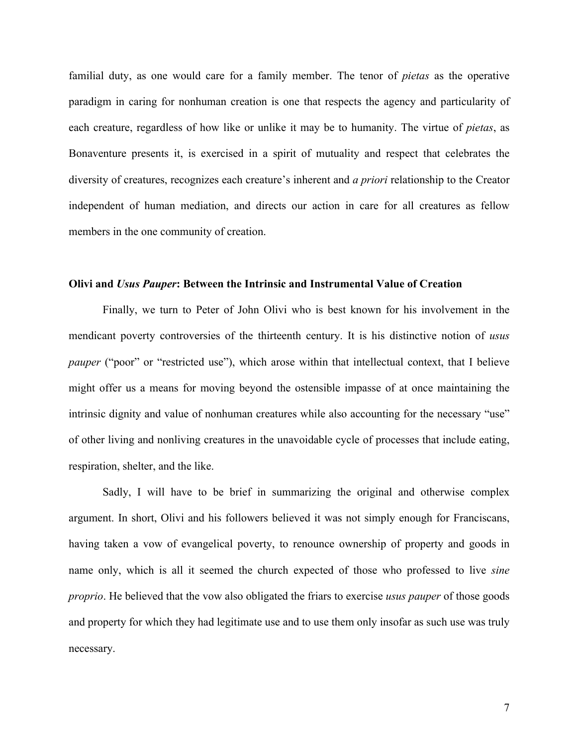familial duty, as one would care for a family member. The tenor of *pietas* as the operative paradigm in caring for nonhuman creation is one that respects the agency and particularity of each creature, regardless of how like or unlike it may be to humanity. The virtue of *pietas*, as Bonaventure presents it, is exercised in a spirit of mutuality and respect that celebrates the diversity of creatures, recognizes each creature's inherent and *a priori* relationship to the Creator independent of human mediation, and directs our action in care for all creatures as fellow members in the one community of creation.

### Olivi and *Usus Pauper*: Between the Intrinsic and Instrumental Value of Creation

Finally, we turn to Peter of John Olivi who is best known for his involvement in the mendicant poverty controversies of the thirteenth century. It is his distinctive notion of *usus pauper* ("poor" or "restricted use"), which arose within that intellectual context, that I believe might offer us a means for moving beyond the ostensible impasse of at once maintaining the intrinsic dignity and value of nonhuman creatures while also accounting for the necessary "use" of other living and nonliving creatures in the unavoidable cycle of processes that include eating, respiration, shelter, and the like.

Sadly, I will have to be brief in summarizing the original and otherwise complex argument. In short, Olivi and his followers believed it was not simply enough for Franciscans, having taken a vow of evangelical poverty, to renounce ownership of property and goods in name only, which is all it seemed the church expected of those who professed to live *sine proprio*. He believed that the vow also obligated the friars to exercise *usus pauper* of those goods and property for which they had legitimate use and to use them only insofar as such use was truly necessary.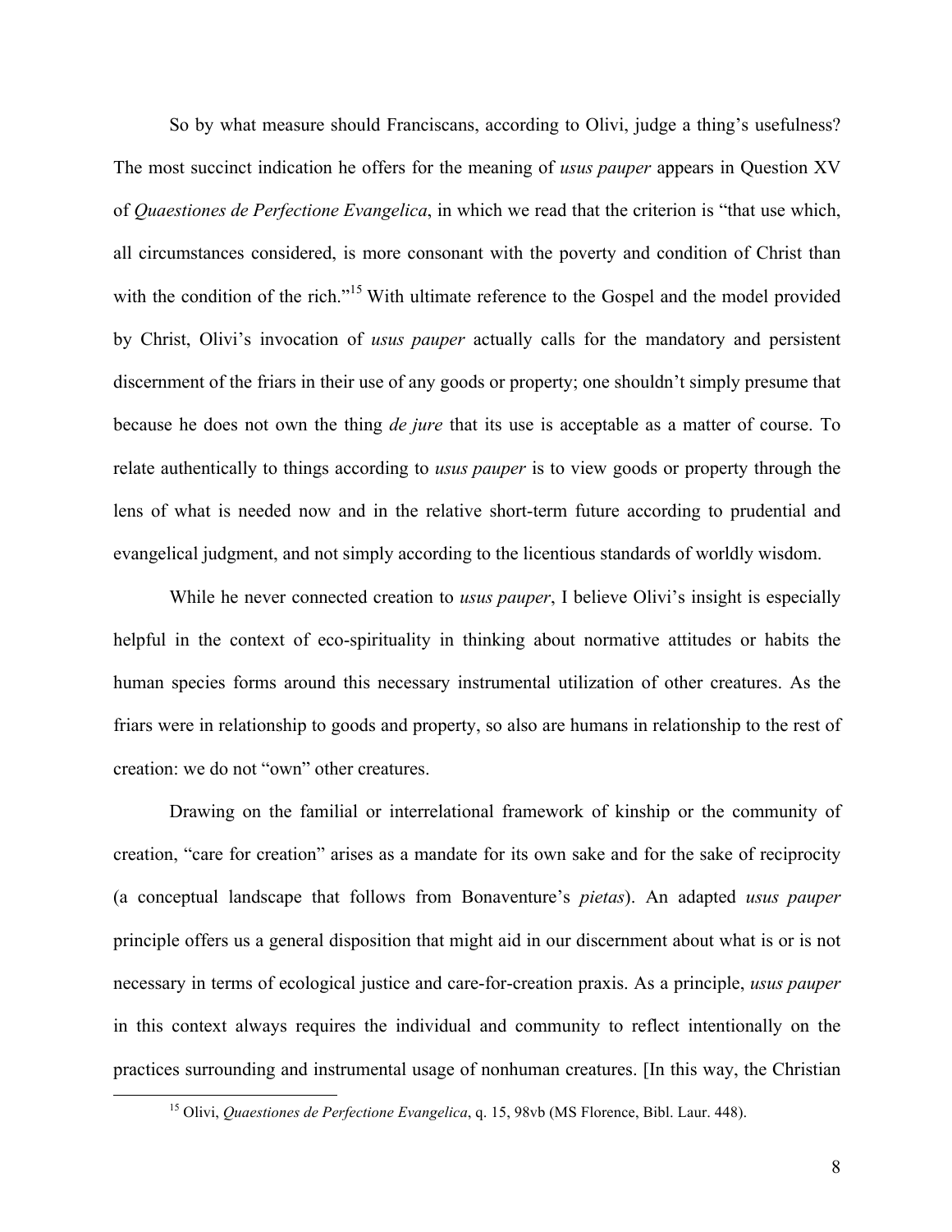So by what measure should Franciscans, according to Olivi, judge a thing's usefulness? The most succinct indication he offers for the meaning of *usus pauper* appears in Question XV of *Quaestiones de Perfectione Evangelica*, in which we read that the criterion is "that use which, all circumstances considered, is more consonant with the poverty and condition of Christ than with the condition of the rich."[15] With ultimate reference to the Gospel and the model provided by Christ, Olivi's invocation of *usus pauper* actually calls for the mandatory and persistent discernment of the friars in their use of any goods or property; one shouldn't simply presume that because he does not own the thing *de jure* that its use is acceptable as a matter of course. To relate authentically to things according to *usus pauper* is to view goods or property through the lens of what is needed now and in the relative short-term future according to prudential and evangelical judgment, and not simply according to the licentious standards of worldly wisdom.

While he never connected creation to *usus pauper*, I believe Olivi's insight is especially helpful in the context of eco-spirituality in thinking about normative attitudes or habits the human species forms around this necessary instrumental utilization of other creatures. As the friars were in relationship to goods and property, so also are humans in relationship to the rest of creation: we do not "own" other creatures.

Drawing on the familial or interrelational framework of kinship or the community of creation, "care for creation" arises as a mandate for its own sake and for the sake of reciprocity (a conceptual landscape that follows from Bonaventure's *pietas*). An adapted *usus pauper* principle offers us a general disposition that might aid in our discernment about what is or is not necessary in terms of ecological justice and care-for-creation praxis. As a principle, *usus pauper* in this context always requires the individual and community to reflect intentionally on the practices surrounding and instrumental usage of nonhuman creatures. [In this way, the Christian

[15] Olivi, *Quaestiones de Perfectione Evangelica*, q. 15, 98vb (MS Florence, Bibl. Laur. 448).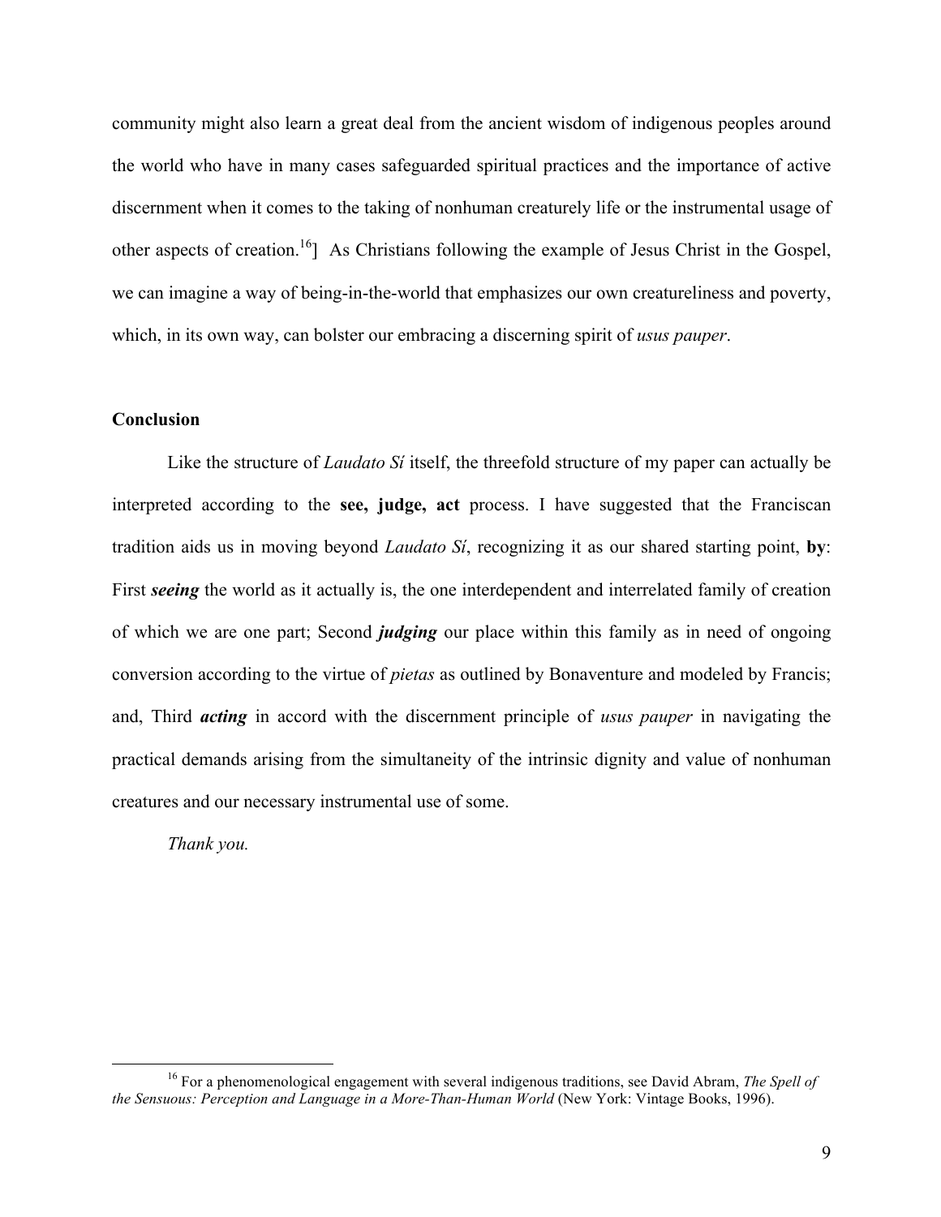community might also learn a great deal from the ancient wisdom of indigenous peoples around the world who have in many cases safeguarded spiritual practices and the importance of active discernment when it comes to the taking of nonhuman creaturely life or the instrumental usage of other aspects of creation.[16]]  As Christians following the example of Jesus Christ in the Gospel, we can imagine a way of being-in-the-world that emphasizes our own creatureliness and poverty, which, in its own way, can bolster our embracing a discerning spirit of *usus pauper*.

**Conclusion**

Like the structure of *Laudato Sí* itself, the threefold structure of my paper can actually be interpreted according to the **see, judge, act** process. I have suggested that the Franciscan tradition aids us in moving beyond *Laudato Sí*, recognizing it as our shared starting point, **by**: First ***seeing*** the world as it actually is, the one interdependent and interrelated family of creation of which we are one part; Second ***judging*** our place within this family as in need of ongoing conversion according to the virtue of *pietas* as outlined by Bonaventure and modeled by Francis; and, Third ***acting*** in accord with the discernment principle of *usus pauper* in navigating the practical demands arising from the simultaneity of the intrinsic dignity and value of nonhuman creatures and our necessary instrumental use of some.

*Thank you.*

---

[16] For a phenomenological engagement with several indigenous traditions, see David Abram, *The Spell of the Sensuous: Perception and Language in a More-Than-Human World* (New York: Vintage Books, 1996).